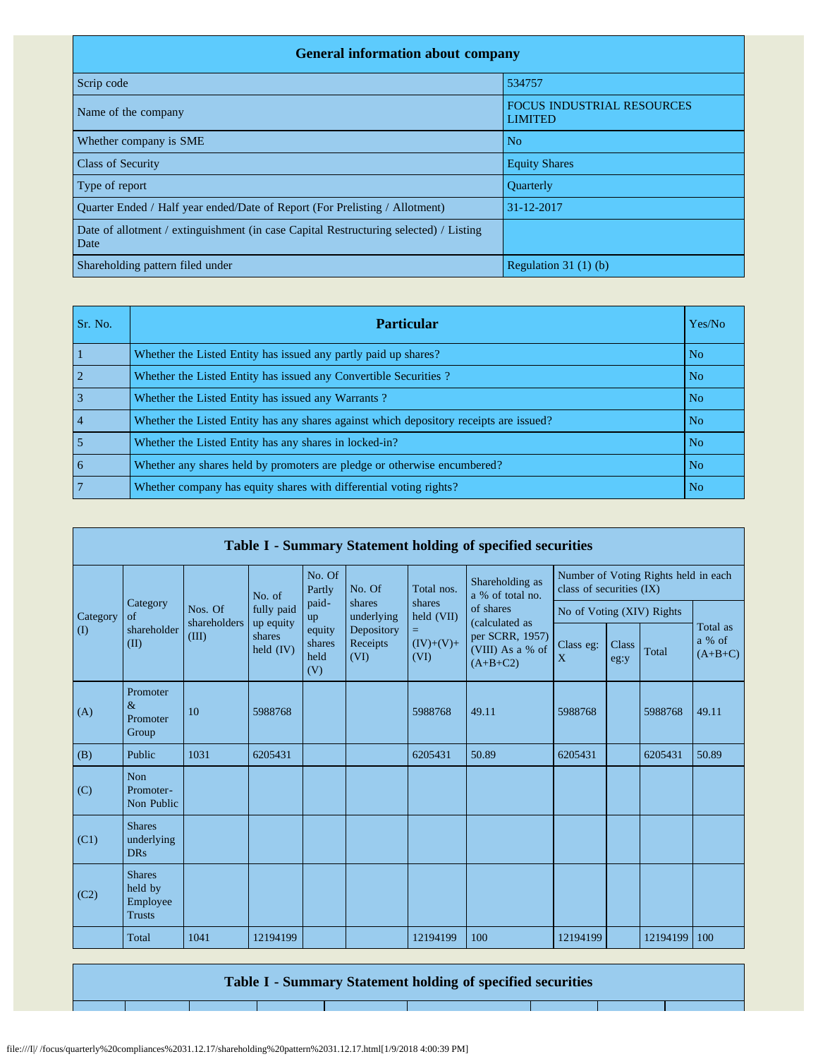| General information about company | |
|---|---|
| Scrip code | 534757 |
| Name of the company | FOCUS INDUSTRIAL RESOURCES LIMITED |
| Whether company is SME | No |
| Class of Security | Equity Shares |
| Type of report | Quarterly |
| Quarter Ended / Half year ended/Date of Report (For Prelisting / Allotment) | 31-12-2017 |
| Date of allotment / extinguishment (in case Capital Restructuring selected) / Listing Date | |
| Shareholding pattern filed under | Regulation 31 (1) (b) |

| Sr. No. | Particular | Yes/No |
|---|---|---|
| 1 | Whether the Listed Entity has issued any partly paid up shares? | No |
| 2 | Whether the Listed Entity has issued any Convertible Securities ? | No |
| 3 | Whether the Listed Entity has issued any Warrants ? | No |
| 4 | Whether the Listed Entity has any shares against which depository receipts are issued? | No |
| 5 | Whether the Listed Entity has any shares in locked-in? | No |
| 6 | Whether any shares held by promoters are pledge or otherwise encumbered? | No |
| 7 | Whether company has equity shares with differential voting rights? | No |

**Table I - Summary Statement holding of specified securities**

| Category (I) | Category of shareholder (II) | Nos. Of shareholders (III) | No. of fully paid up equity shares held (IV) | No. Of Partly paid-up equity shares held (V) | No. Of shares underlying Depository Receipts (VI) | Total nos. shares held (VII) = (IV)+(V)+ (VI) | Shareholding as a % of total no. of shares (calculated as per SCRR, 1957) (VIII) As a % of (A+B+C2) | Number of Voting Rights held in each class of securities (IX) | | | |
|---|---|---|---|---|---|---|---|---|---|---|---|
| | | | | | | | | No of Voting (XIV) Rights | | | Total as a % of (A+B+C) |
| | | | | | | | | Class eg: X | Class eg:y | Total | |
| (A) | Promoter & Promoter Group | 10 | 5988768 | | | 5988768 | 49.11 | 5988768 | | 5988768 | 49.11 |
| (B) | Public | 1031 | 6205431 | | | 6205431 | 50.89 | 6205431 | | 6205431 | 50.89 |
| (C) | Non Promoter- Non Public | | | | | | | | | | |
| (C1) | Shares underlying DRs | | | | | | | | | | |
| (C2) | Shares held by Employee Trusts | | | | | | | | | | |
| | Total | 1041 | 12194199 | | | 12194199 | 100 | 12194199 | | 12194199 | 100 |

**Table I - Summary Statement holding of specified securities**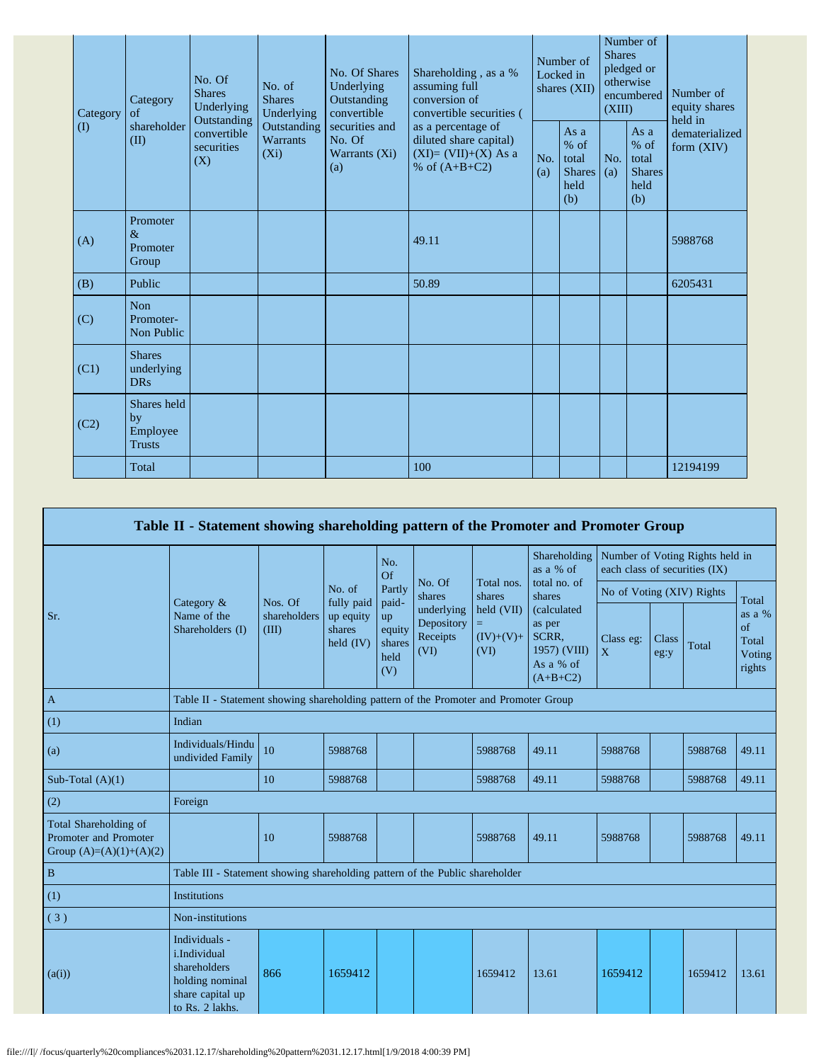| Category (I) | Category of shareholder (II) | No. Of Shares Underlying Outstanding convertible securities (X) | No. of Shares Underlying Outstanding Warrants (Xi) | No. Of Shares Underlying Outstanding convertible securities and No. Of Warrants (Xi) (a) | Shareholding , as a % assuming full conversion of convertible securities ( as a percentage of diluted share capital) (XI)= (VII)+(X) As a % of (A+B+C2) | Number of Locked in shares (XII) | | Number of Shares pledged or otherwise encumbered (XIII) | | Number of equity shares held in dematerialized form (XIV) |
|---|---|---|---|---|---|---|---|---|---|---|
| | | | | | | No. (a) | As a % of total Shares held (b) | No. (a) | As a % of total Shares held (b) | |
| (A) | Promoter & Promoter Group | | | | 49.11 | | | | | 5988768 |
| (B) | Public | | | | 50.89 | | | | | 6205431 |
| (C) | Non Promoter- Non Public | | | | | | | | | |
| (C1) | Shares underlying DRs | | | | | | | | | |
| (C2) | Shares held by Employee Trusts | | | | | | | | | |
| | Total | | | | 100 | | | | | 12194199 |

## Table II - Statement showing shareholding pattern of the Promoter and Promoter Group

| Sr. | Category & Name of the Shareholders (I) | Nos. Of shareholders (III) | No. of fully paid up equity shares held (IV) | No. Of Partly paid-up equity shares held (V) | No. Of shares underlying Depository Receipts (VI) | Total nos. shares held (VII) = (IV)+(V)+ (VI) | Shareholding as a % of total no. of shares (calculated as per SCRR, 1957) (VIII) As a % of (A+B+C2) | Number of Voting Rights held in each class of securities (IX) | | | |
|---|---|---|---|---|---|---|---|---|---|---|---|
| | | | | | | | | No of Voting (XIV) Rights | | | Total as a % of Total Voting rights |
| | | | | | | | | Class eg: X | Class eg:y | Total | |
| A | Table II - Statement showing shareholding pattern of the Promoter and Promoter Group | | | | | | | | | | |
| (1) | Indian | | | | | | | | | | |
| (a) | Individuals/Hindu undivided Family | 10 | 5988768 | | | 5988768 | 49.11 | 5988768 | | 5988768 | 49.11 |
| Sub-Total (A)(1) | | 10 | 5988768 | | | 5988768 | 49.11 | 5988768 | | 5988768 | 49.11 |
| (2) | Foreign | | | | | | | | | | |
| Total Shareholding of Promoter and Promoter Group (A)=(A)(1)+(A)(2) | | 10 | 5988768 | | | 5988768 | 49.11 | 5988768 | | 5988768 | 49.11 |
| B | Table III - Statement showing shareholding pattern of the Public shareholder | | | | | | | | | | |
| (1) | Institutions | | | | | | | | | | |
| ( 3 ) | Non-institutions | | | | | | | | | | |
| (a(i)) | Individuals - i.Individual shareholders holding nominal share capital up to Rs. 2 lakhs. | 866 | 1659412 | | | 1659412 | 13.61 | 1659412 | | 1659412 | 13.61 |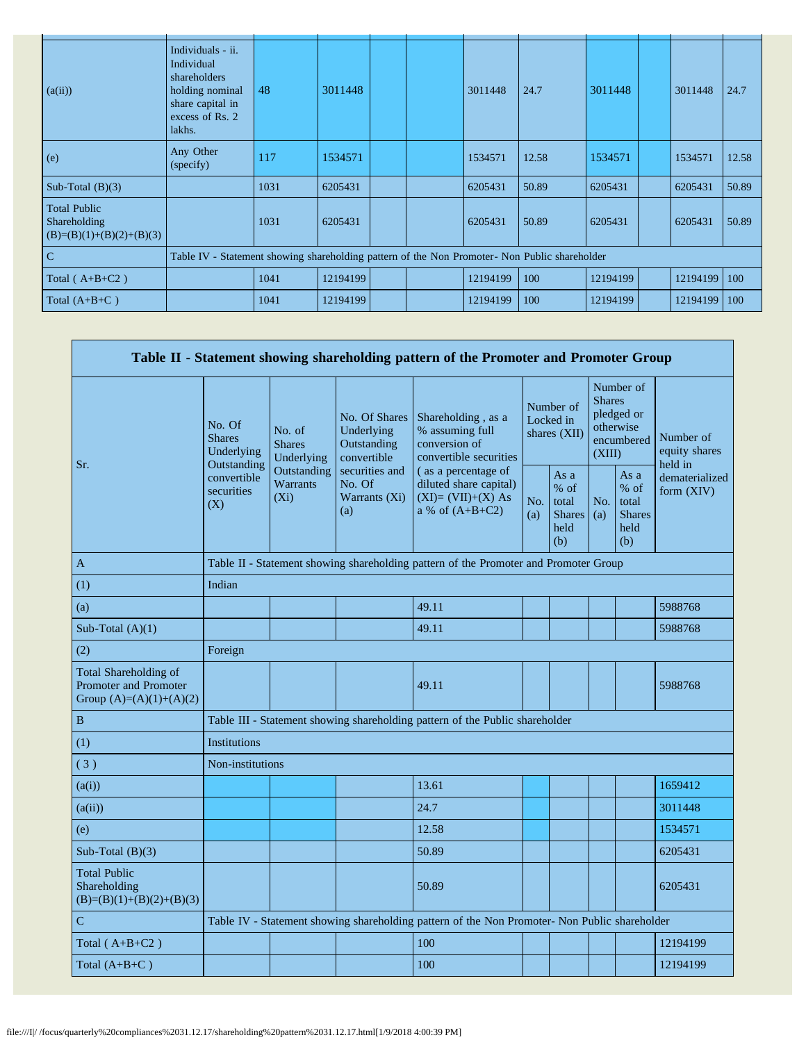| | | | | | | | | | | | |
|---|---|---|---|---|---|---|---|---|---|---|---|
| (a(ii)) | Individuals - ii. Individual shareholders holding nominal share capital in excess of Rs. 2 lakhs. | 48 | 3011448 | | | 3011448 | 24.7 | 3011448 | | 3011448 | 24.7 |
| (e) | Any Other (specify) | 117 | 1534571 | | | 1534571 | 12.58 | 1534571 | | 1534571 | 12.58 |
| Sub-Total (B)(3) | | 1031 | 6205431 | | | 6205431 | 50.89 | 6205431 | | 6205431 | 50.89 |
| Total Public Shareholding (B)=(B)(1)+(B)(2)+(B)(3) | | 1031 | 6205431 | | | 6205431 | 50.89 | 6205431 | | 6205431 | 50.89 |
| C | Table IV - Statement showing shareholding pattern of the Non Promoter- Non Public shareholder | | | | | | | | | | |
| Total ( A+B+C2 ) | | 1041 | 12194199 | | | 12194199 | 100 | 12194199 | | 12194199 | 100 |
| Total (A+B+C ) | | 1041 | 12194199 | | | 12194199 | 100 | 12194199 | | 12194199 | 100 |

## Table II - Statement showing shareholding pattern of the Promoter and Promoter Group

| Sr. | No. Of Shares Underlying Outstanding convertible securities (X) | No. of Shares Underlying Outstanding Warrants (Xi) | No. Of Shares Underlying Outstanding convertible securities and No. Of Warrants (Xi) (a) | Shareholding , as a % assuming full conversion of convertible securities ( as a percentage of diluted share capital) (XI)= (VII)+(X) As a % of (A+B+C2) | Number of Locked in shares (XII) | | Number of Shares pledged or otherwise encumbered (XIII) | | Number of equity shares held in dematerialized form (XIV) |
|---|---|---|---|---|---|---|---|---|---|
| | | | | | No. (a) | As a % of total Shares held (b) | No. (a) | As a % of total Shares held (b) | |
| A | Table II - Statement showing shareholding pattern of the Promoter and Promoter Group | | | | | | | | |
| (1) | Indian | | | | | | | | |
| (a) | | | | 49.11 | | | | | 5988768 |
| Sub-Total (A)(1) | | | | 49.11 | | | | | 5988768 |
| (2) | Foreign | | | | | | | | |
| Total Shareholding of Promoter and Promoter Group (A)=(A)(1)+(A)(2) | | | | 49.11 | | | | | 5988768 |
| B | Table III - Statement showing shareholding pattern of the Public shareholder | | | | | | | | |
| (1) | Institutions | | | | | | | | |
| ( 3 ) | Non-institutions | | | | | | | | |
| (a(i)) | | | | 13.61 | | | | | 1659412 |
| (a(ii)) | | | | 24.7 | | | | | 3011448 |
| (e) | | | | 12.58 | | | | | 1534571 |
| Sub-Total (B)(3) | | | | 50.89 | | | | | 6205431 |
| Total Public Shareholding (B)=(B)(1)+(B)(2)+(B)(3) | | | | 50.89 | | | | | 6205431 |
| C | Table IV - Statement showing shareholding pattern of the Non Promoter- Non Public shareholder | | | | | | | | |
| Total ( A+B+C2 ) | | | | 100 | | | | | 12194199 |
| Total (A+B+C ) | | | | 100 | | | | | 12194199 |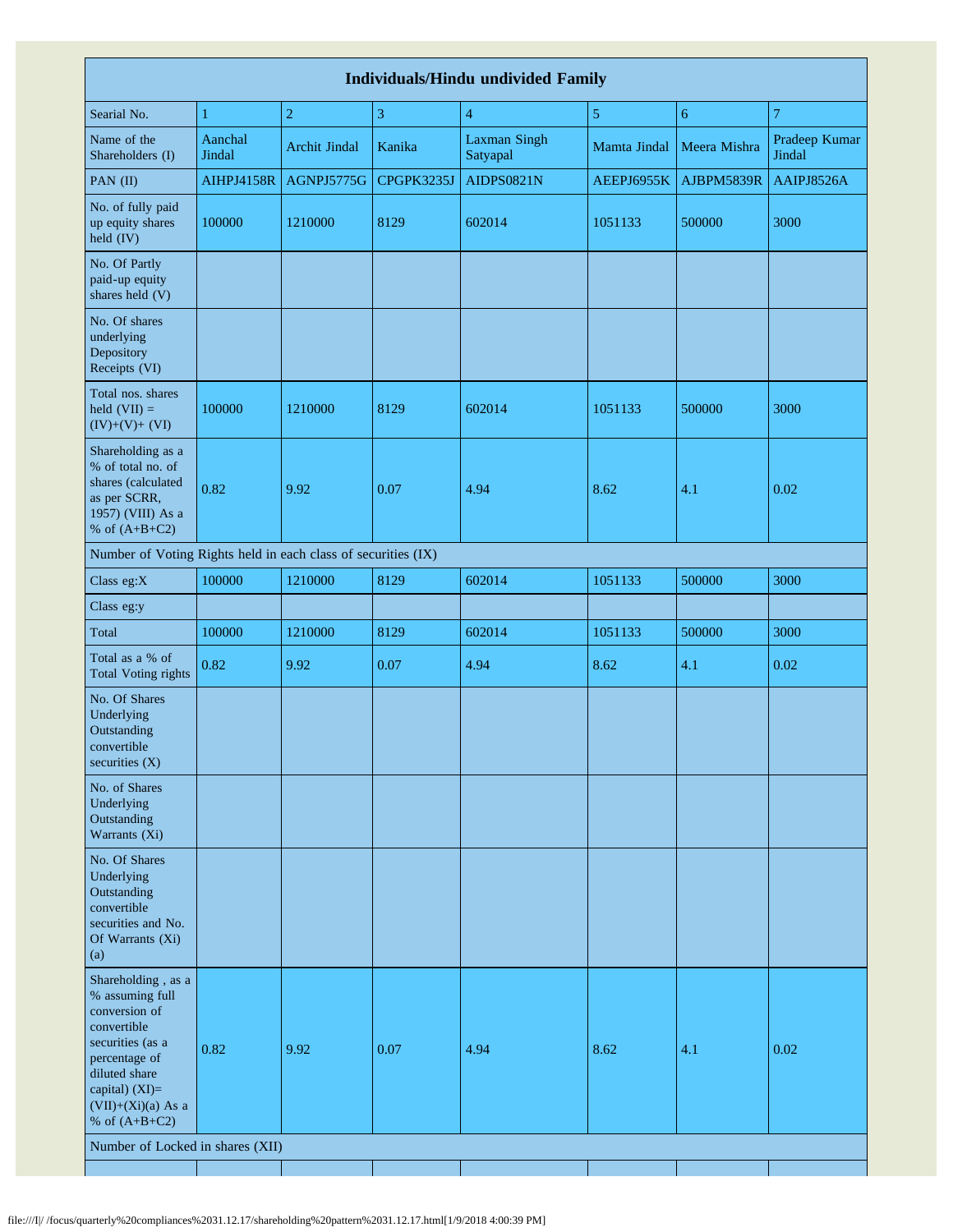| Individuals/Hindu undivided Family | | | | | | | |
|---|---|---|---|---|---|---|---|
| Searial No. | 1 | 2 | 3 | 4 | 5 | 6 | 7 |
| Name of the Shareholders (I) | Aanchal Jindal | Archit Jindal | Kanika | Laxman Singh Satyapal | Mamta Jindal | Meera Mishra | Pradeep Kumar Jindal |
| PAN (II) | AIHPJ4158R | AGNPJ5775G | CPGPK3235J | AIDPS0821N | AEEPJ6955K | AJBPM5839R | AAIPJ8526A |
| No. of fully paid up equity shares held (IV) | 100000 | 1210000 | 8129 | 602014 | 1051133 | 500000 | 3000 |
| No. Of Partly paid-up equity shares held (V) | | | | | | | |
| No. Of shares underlying Depository Receipts (VI) | | | | | | | |
| Total nos. shares held (VII) = (IV)+(V)+ (VI) | 100000 | 1210000 | 8129 | 602014 | 1051133 | 500000 | 3000 |
| Shareholding as a % of total no. of shares (calculated as per SCRR, 1957) (VIII) As a % of (A+B+C2) | 0.82 | 9.92 | 0.07 | 4.94 | 8.62 | 4.1 | 0.02 |
| Number of Voting Rights held in each class of securities (IX) | | | | | | | |
| Class eg:X | 100000 | 1210000 | 8129 | 602014 | 1051133 | 500000 | 3000 |
| Class eg:y | | | | | | | |
| Total | 100000 | 1210000 | 8129 | 602014 | 1051133 | 500000 | 3000 |
| Total as a % of Total Voting rights | 0.82 | 9.92 | 0.07 | 4.94 | 8.62 | 4.1 | 0.02 |
| No. Of Shares Underlying Outstanding convertible securities (X) | | | | | | | |
| No. of Shares Underlying Outstanding Warrants (Xi) | | | | | | | |
| No. Of Shares Underlying Outstanding convertible securities and No. Of Warrants (Xi) (a) | | | | | | | |
| Shareholding , as a % assuming full conversion of convertible securities (as a percentage of diluted share capital) (XI)= (VII)+(Xi)(a) As a % of (A+B+C2) | 0.82 | 9.92 | 0.07 | 4.94 | 8.62 | 4.1 | 0.02 |
| Number of Locked in shares (XII) | | | | | | | |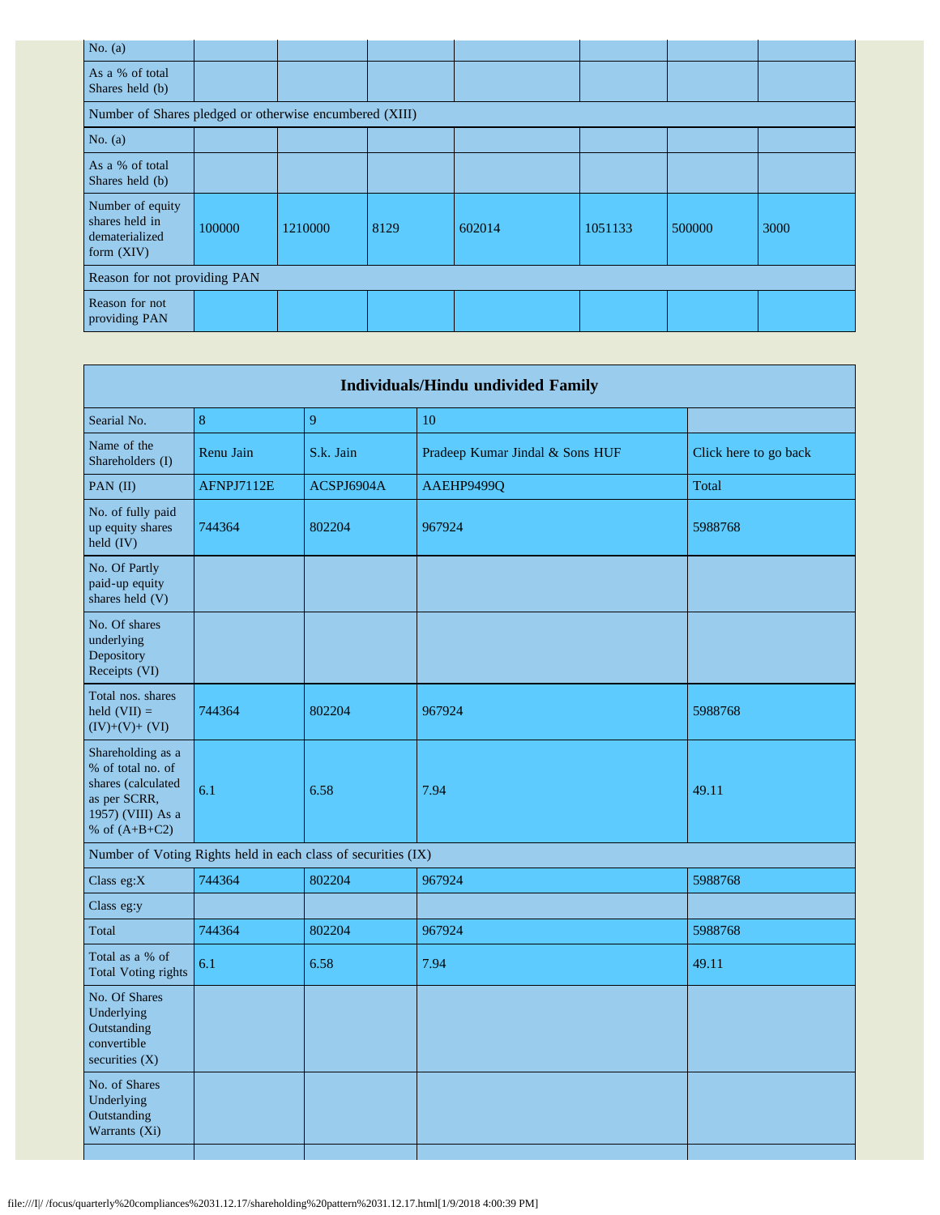| | | | | | | | |
|---|---|---|---|---|---|---|---|
| No. (a) | | | | | | | |
| As a % of total Shares held (b) | | | | | | | |
| Number of Shares pledged or otherwise encumbered (XIII) | | | | | | | |
| No. (a) | | | | | | | |
| As a % of total Shares held (b) | | | | | | | |
| Number of equity shares held in dematerialized form (XIV) | 100000 | 1210000 | 8129 | 602014 | 1051133 | 500000 | 3000 |
| Reason for not providing PAN | | | | | | | |
| Reason for not providing PAN | | | | | | | |

| Individuals/Hindu undivided Family | | | | |
|---|---|---|---|---|
| Searial No. | 8 | 9 | 10 | |
| Name of the Shareholders (I) | Renu Jain | S.k. Jain | Pradeep Kumar Jindal & Sons HUF | Click here to go back |
| PAN (II) | AFNPJ7112E | ACSPJ6904A | AAEHP9499Q | Total |
| No. of fully paid up equity shares held (IV) | 744364 | 802204 | 967924 | 5988768 |
| No. Of Partly paid-up equity shares held (V) | | | | |
| No. Of shares underlying Depository Receipts (VI) | | | | |
| Total nos. shares held (VII) = (IV)+(V)+ (VI) | 744364 | 802204 | 967924 | 5988768 |
| Shareholding as a % of total no. of shares (calculated as per SCRR, 1957) (VIII) As a % of (A+B+C2) | 6.1 | 6.58 | 7.94 | 49.11 |
| Number of Voting Rights held in each class of securities (IX) | | | | |
| Class eg:X | 744364 | 802204 | 967924 | 5988768 |
| Class eg:y | | | | |
| Total | 744364 | 802204 | 967924 | 5988768 |
| Total as a % of Total Voting rights | 6.1 | 6.58 | 7.94 | 49.11 |
| No. Of Shares Underlying Outstanding convertible securities (X) | | | | |
| No. of Shares Underlying Outstanding Warrants (Xi) | | | | |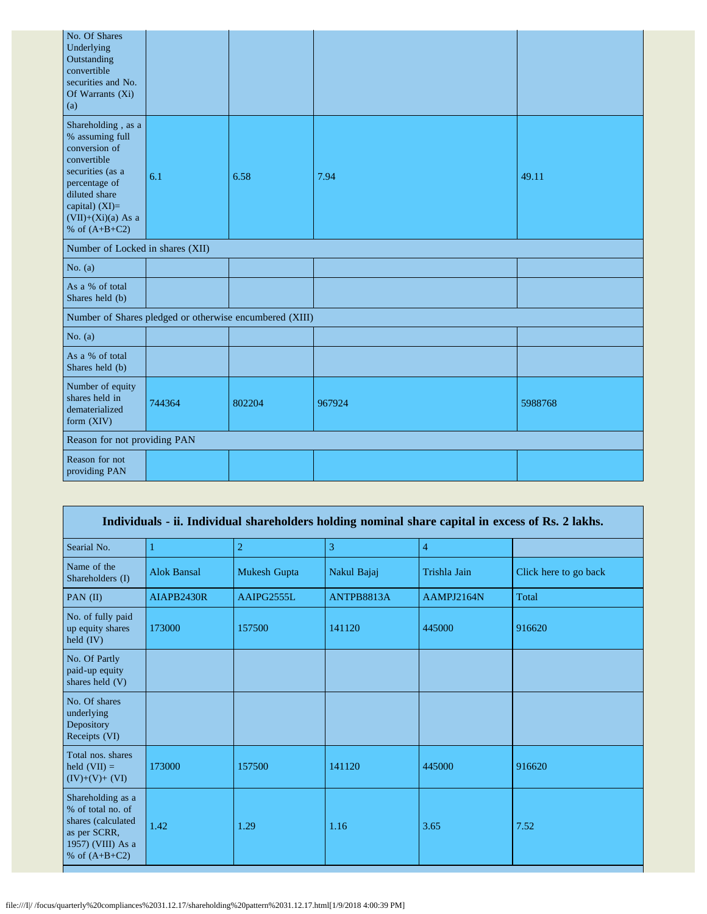| | | | | |
|---|---|---|---|---|
| No. Of Shares Underlying Outstanding convertible securities and No. Of Warrants (Xi) (a) | | | | |
| Shareholding , as a % assuming full conversion of convertible securities (as a percentage of diluted share capital) (XI)= (VII)+(Xi)(a) As a % of (A+B+C2) | 6.1 | 6.58 | 7.94 | 49.11 |
| Number of Locked in shares (XII) | | | | |
| No. (a) | | | | |
| As a % of total Shares held (b) | | | | |
| Number of Shares pledged or otherwise encumbered (XIII) | | | | |
| No. (a) | | | | |
| As a % of total Shares held (b) | | | | |
| Number of equity shares held in dematerialized form (XIV) | 744364 | 802204 | 967924 | 5988768 |
| Reason for not providing PAN | | | | |
| Reason for not providing PAN | | | | |

## Individuals - ii. Individual shareholders holding nominal share capital in excess of Rs. 2 lakhs.

| Searial No. | 1 | 2 | 3 | 4 | |
|---|---|---|---|---|---|
| Name of the Shareholders (I) | Alok Bansal | Mukesh Gupta | Nakul Bajaj | Trishla Jain | Click here to go back |
| PAN (II) | AIAPB2430R | AAIPG2555L | ANTPB8813A | AAMPJ2164N | Total |
| No. of fully paid up equity shares held (IV) | 173000 | 157500 | 141120 | 445000 | 916620 |
| No. Of Partly paid-up equity shares held (V) | | | | | |
| No. Of shares underlying Depository Receipts (VI) | | | | | |
| Total nos. shares held (VII) = (IV)+(V)+ (VI) | 173000 | 157500 | 141120 | 445000 | 916620 |
| Shareholding as a % of total no. of shares (calculated as per SCRR, 1957) (VIII) As a % of (A+B+C2) | 1.42 | 1.29 | 1.16 | 3.65 | 7.52 |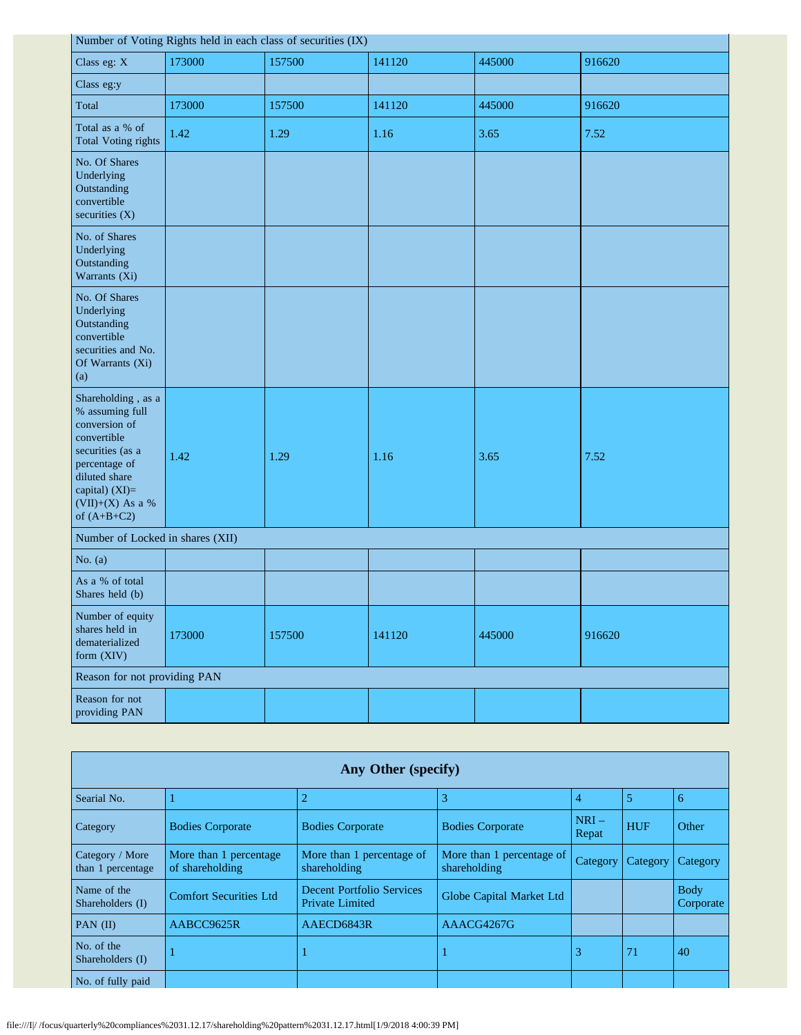| Number of Voting Rights held in each class of securities (IX) | | | | | |
|---|---|---|---|---|---|
| Class eg: X | 173000 | 157500 | 141120 | 445000 | 916620 |
| Class eg:y | | | | | |
| Total | 173000 | 157500 | 141120 | 445000 | 916620 |
| Total as a % of Total Voting rights | 1.42 | 1.29 | 1.16 | 3.65 | 7.52 |
| No. Of Shares Underlying Outstanding convertible securities (X) | | | | | |
| No. of Shares Underlying Outstanding Warrants (Xi) | | | | | |
| No. Of Shares Underlying Outstanding convertible securities and No. Of Warrants (Xi) (a) | | | | | |
| Shareholding , as a % assuming full conversion of convertible securities (as a percentage of diluted share capital) (XI)= (VII)+(X) As a % of (A+B+C2) | 1.42 | 1.29 | 1.16 | 3.65 | 7.52 |
| Number of Locked in shares (XII) | | | | | |
| No. (a) | | | | | |
| As a % of total Shares held (b) | | | | | |
| Number of equity shares held in dematerialized form (XIV) | 173000 | 157500 | 141120 | 445000 | 916620 |
| Reason for not providing PAN | | | | | |
| Reason for not providing PAN | | | | | |

## Any Other (specify)

| Searial No. | 1 | 2 | 3 | 4 | 5 | 6 |
|---|---|---|---|---|---|---|
| Category | Bodies Corporate | Bodies Corporate | Bodies Corporate | NRI – Repat | HUF | Other |
| Category / More than 1 percentage | More than 1 percentage of shareholding | More than 1 percentage of shareholding | More than 1 percentage of shareholding | Category | Category | Category |
| Name of the Shareholders (I) | Comfort Securities Ltd | Decent Portfolio Services Private Limited | Globe Capital Market Ltd | | | Body Corporate |
| PAN (II) | AABCC9625R | AAECD6843R | AAACG4267G | | | |
| No. of the Shareholders (I) | 1 | 1 | 1 | 3 | 71 | 40 |
| No. of fully paid | | | | | | |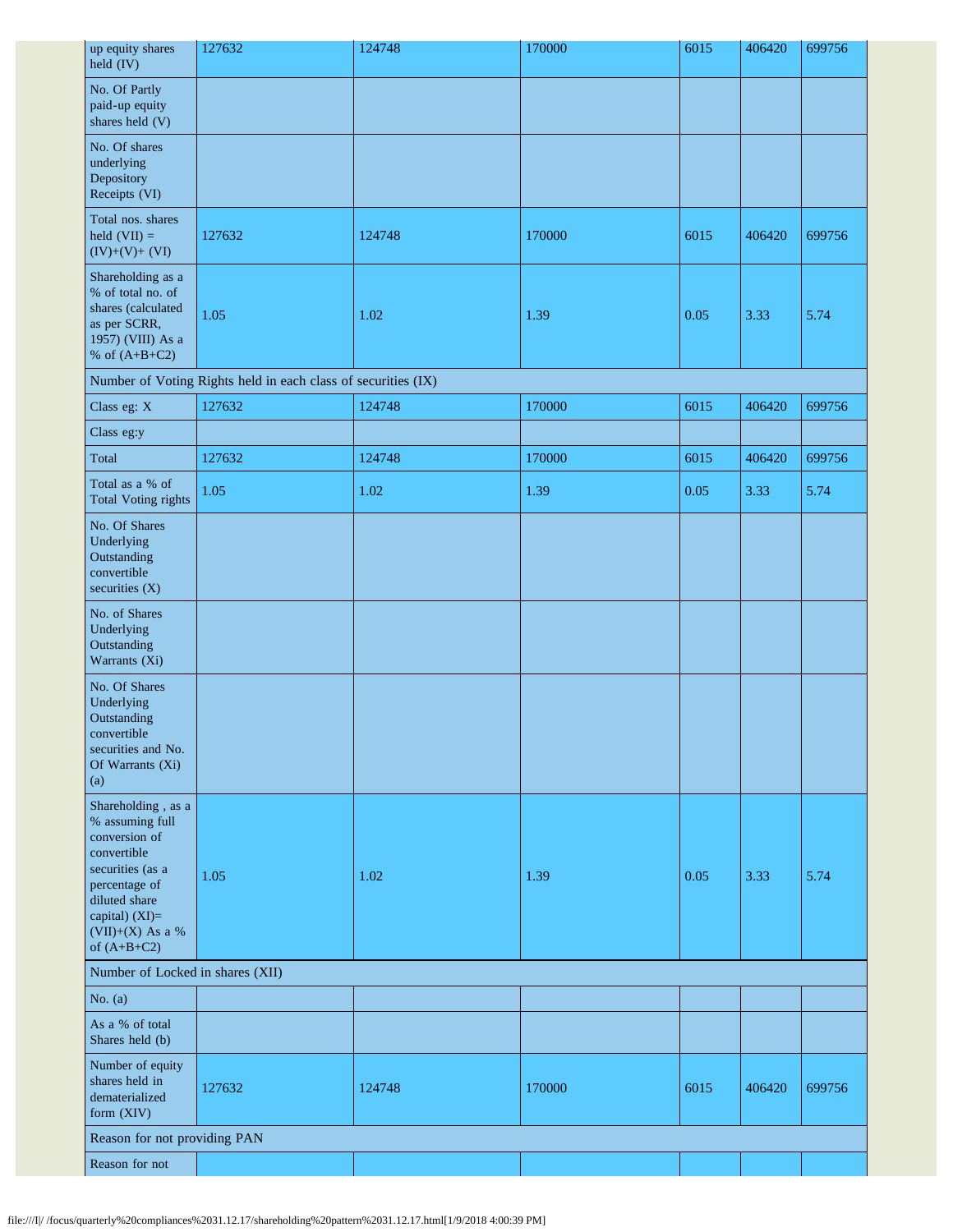| | | | | | | |
|---|---|---|---|---|---|---|
| up equity shares held (IV) | 127632 | 124748 | 170000 | 6015 | 406420 | 699756 |
| No. Of Partly paid-up equity shares held (V) | | | | | | |
| No. Of shares underlying Depository Receipts (VI) | | | | | | |
| Total nos. shares held (VII) = (IV)+(V)+ (VI) | 127632 | 124748 | 170000 | 6015 | 406420 | 699756 |
| Shareholding as a % of total no. of shares (calculated as per SCRR, 1957) (VIII) As a % of (A+B+C2) | 1.05 | 1.02 | 1.39 | 0.05 | 3.33 | 5.74 |
| Number of Voting Rights held in each class of securities (IX) | | | | | | |
| Class eg: X | 127632 | 124748 | 170000 | 6015 | 406420 | 699756 |
| Class eg:y | | | | | | |
| Total | 127632 | 124748 | 170000 | 6015 | 406420 | 699756 |
| Total as a % of Total Voting rights | 1.05 | 1.02 | 1.39 | 0.05 | 3.33 | 5.74 |
| No. Of Shares Underlying Outstanding convertible securities (X) | | | | | | |
| No. of Shares Underlying Outstanding Warrants (Xi) | | | | | | |
| No. Of Shares Underlying Outstanding convertible securities and No. Of Warrants (Xi) (a) | | | | | | |
| Shareholding , as a % assuming full conversion of convertible securities (as a percentage of diluted share capital) (XI)= (VII)+(X) As a % of (A+B+C2) | 1.05 | 1.02 | 1.39 | 0.05 | 3.33 | 5.74 |
| Number of Locked in shares (XII) | | | | | | |
| No. (a) | | | | | | |
| As a % of total Shares held (b) | | | | | | |
| Number of equity shares held in dematerialized form (XIV) | 127632 | 124748 | 170000 | 6015 | 406420 | 699756 |
| Reason for not providing PAN | | | | | | |
| Reason for not | | | | | | |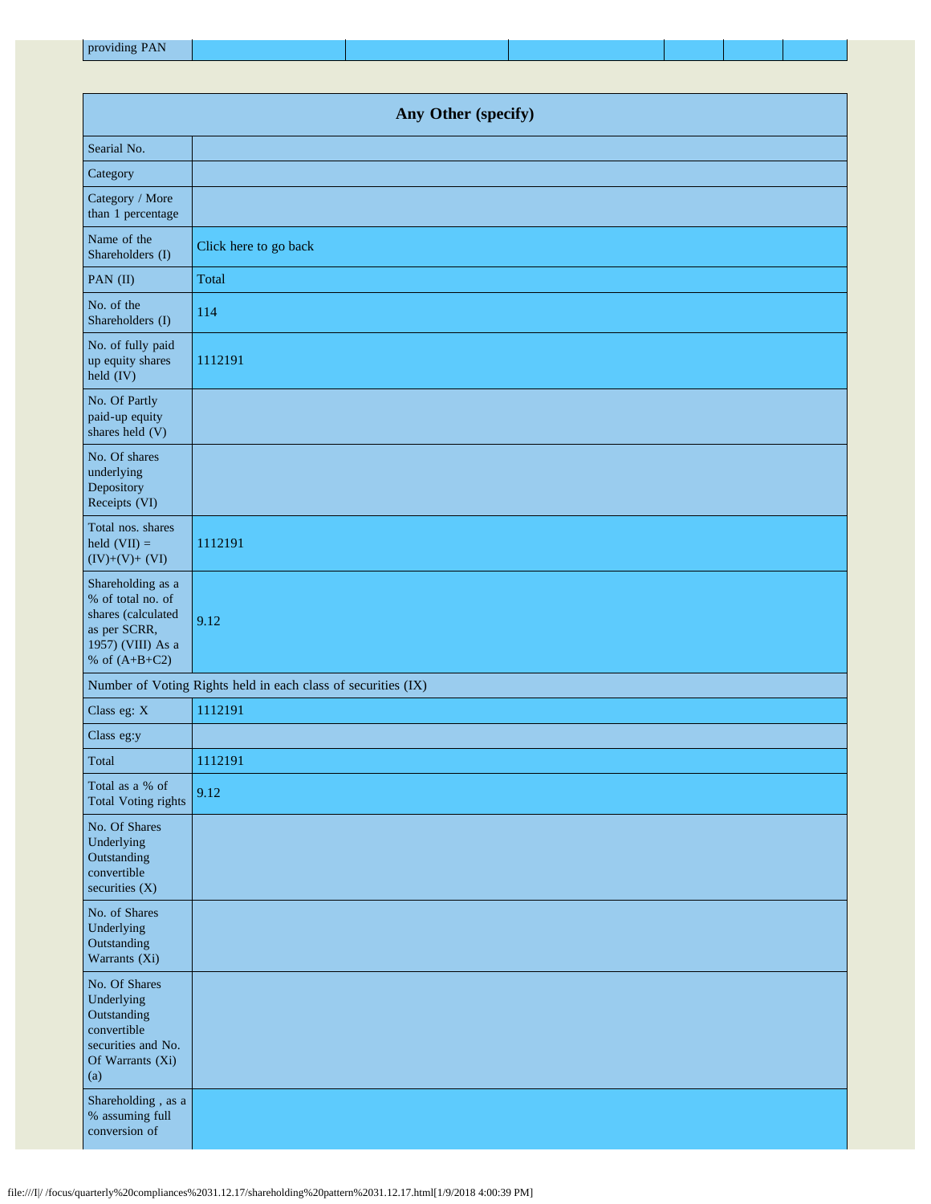| providing PAN | | | | | | |
|---|---|---|---|---|---|---|

| Any Other (specify) | |
|---|---|
| Searial No. | |
| Category | |
| Category / More than 1 percentage | |
| Name of the Shareholders (I) | Click here to go back |
| PAN (II) | Total |
| No. of the Shareholders (I) | 114 |
| No. of fully paid up equity shares held (IV) | 1112191 |
| No. Of Partly paid-up equity shares held (V) | |
| No. Of shares underlying Depository Receipts (VI) | |
| Total nos. shares held (VII) = (IV)+(V)+ (VI) | 1112191 |
| Shareholding as a % of total no. of shares (calculated as per SCRR, 1957) (VIII) As a % of (A+B+C2) | 9.12 |
| Number of Voting Rights held in each class of securities (IX) | |
| Class eg: X | 1112191 |
| Class eg:y | |
| Total | 1112191 |
| Total as a % of Total Voting rights | 9.12 |
| No. Of Shares Underlying Outstanding convertible securities (X) | |
| No. of Shares Underlying Outstanding Warrants (Xi) | |
| No. Of Shares Underlying Outstanding convertible securities and No. Of Warrants (Xi) (a) | |
| Shareholding , as a % assuming full conversion of | |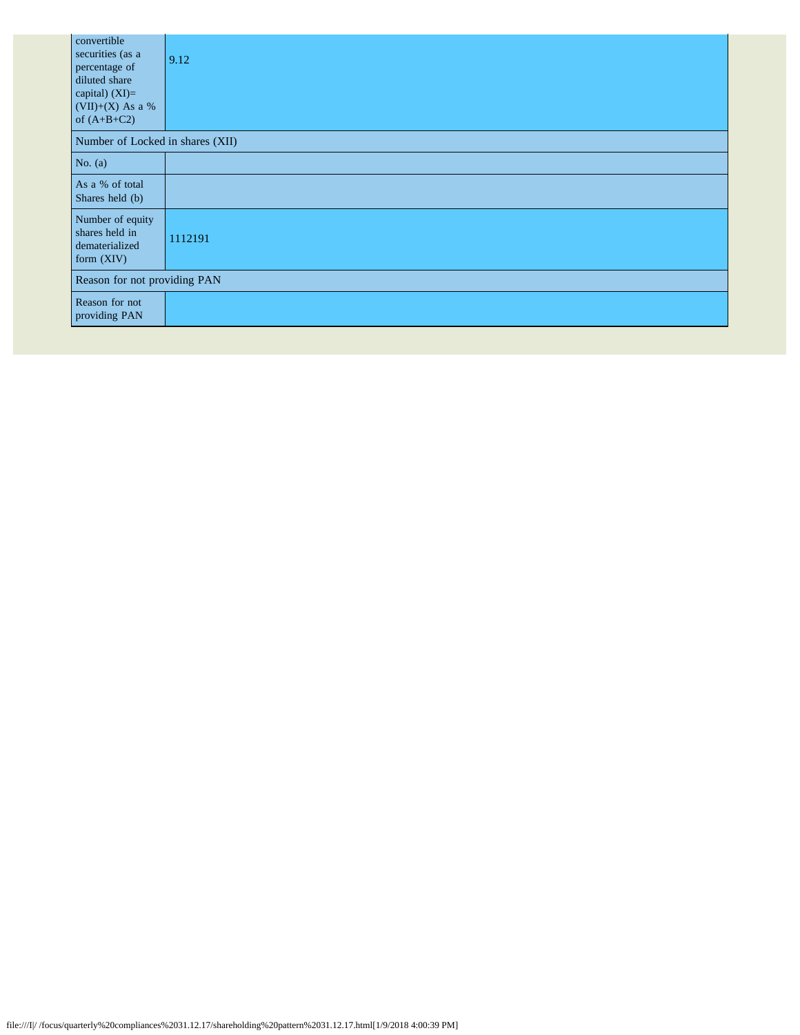| | |
|---|---|
| convertible securities (as a percentage of diluted share capital) (XI)= (VII)+(X) As a % of (A+B+C2) | 9.12 |
| Number of Locked in shares (XII) | |
| No. (a) | |
| As a % of total Shares held (b) | |
| Number of equity shares held in dematerialized form (XIV) | 1112191 |
| Reason for not providing PAN | |
| Reason for not providing PAN | |